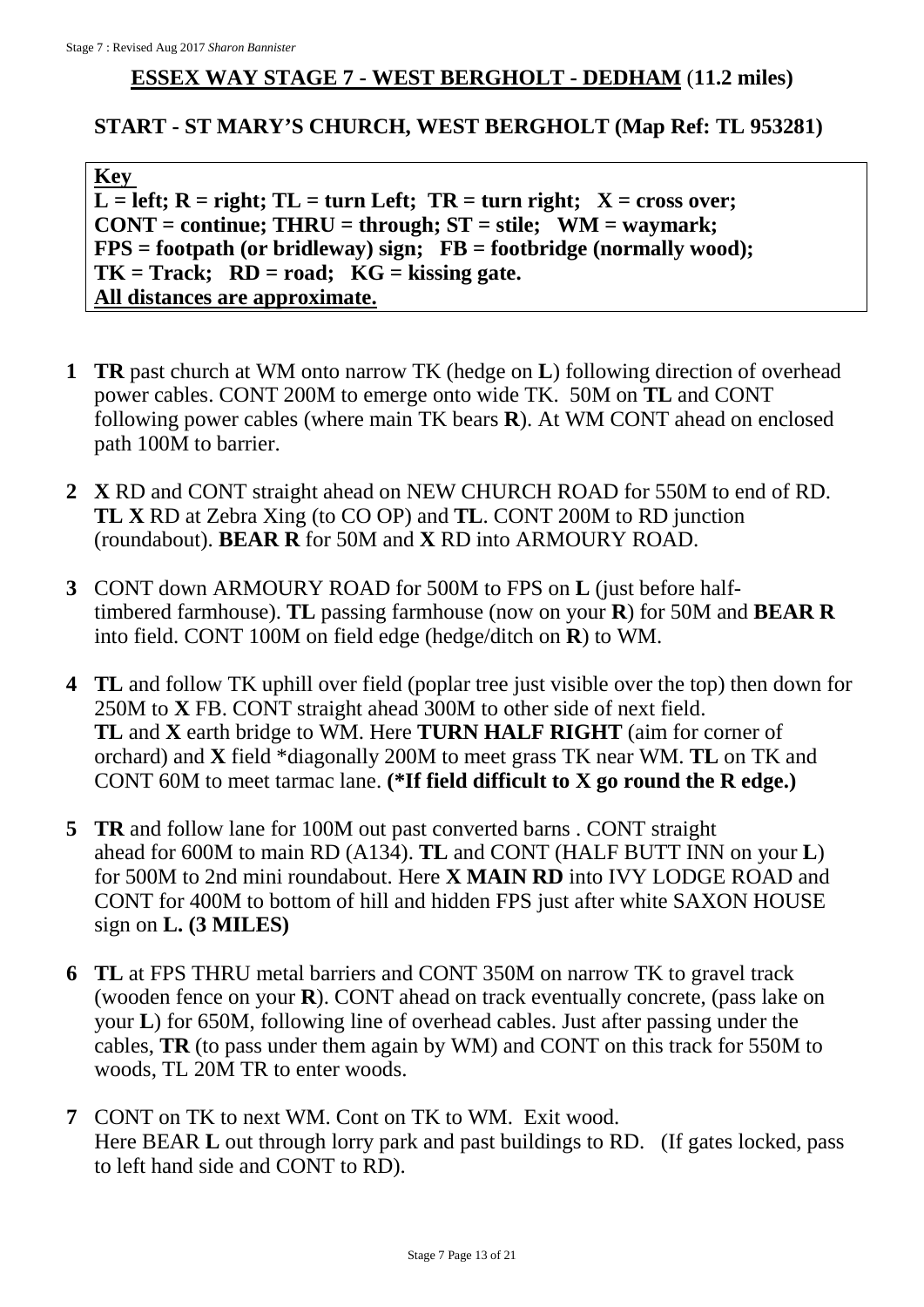# ESSEX WAY STAGE 7 - WEST BERGHOLT - DEDHAM (11.2 miles)

## START - ST MARY'S CHURCH, WEST BERGHOLT (Map Ref: TL 953281)

**Key**
**L = left; R = right; TL = turn Left; TR = turn right; X = cross over;**
**CONT = continue; THRU = through; ST = stile; WM = waymark;**
**FPS = footpath (or bridleway) sign; FB = footbridge (normally wood);**
**TK = Track; RD = road; KG = kissing gate.**
**All distances are approximate.**

1. **TR** past church at WM onto narrow TK (hedge on **L**) following direction of overhead power cables. CONT 200M to emerge onto wide TK. 50M on **TL** and CONT following power cables (where main TK bears **R**). At WM CONT ahead on enclosed path 100M to barrier.

2. **X** RD and CONT straight ahead on NEW CHURCH ROAD for 550M to end of RD. **TL X** RD at Zebra Xing (to CO OP) and **TL**. CONT 200M to RD junction (roundabout). **BEAR R** for 50M and **X** RD into ARMOURY ROAD.

3. CONT down ARMOURY ROAD for 500M to FPS on **L** (just before half-timbered farmhouse). **TL** passing farmhouse (now on your **R**) for 50M and **BEAR R** into field. CONT 100M on field edge (hedge/ditch on **R**) to WM.

4. **TL** and follow TK uphill over field (poplar tree just visible over the top) then down for 250M to **X** FB. CONT straight ahead 300M to other side of next field. **TL** and **X** earth bridge to WM. Here **TURN HALF RIGHT** (aim for corner of orchard) and **X** field *diagonally 200M to meet grass TK near WM. **TL** on TK and CONT 60M to meet tarmac lane. **(*If field difficult to X go round the R edge.)**

5. **TR** and follow lane for 100M out past converted barns . CONT straight ahead for 600M to main RD (A134). **TL** and CONT (HALF BUTT INN on your **L**) for 500M to 2nd mini roundabout. Here **X MAIN RD** into IVY LODGE ROAD and CONT for 400M to bottom of hill and hidden FPS just after white SAXON HOUSE sign on **L. (3 MILES)**

6. **TL** at FPS THRU metal barriers and CONT 350M on narrow TK to gravel track (wooden fence on your **R**). CONT ahead on track eventually concrete, (pass lake on your **L**) for 650M, following line of overhead cables. Just after passing under the cables, **TR** (to pass under them again by WM) and CONT on this track for 550M to woods, TL 20M TR to enter woods.

7. CONT on TK to next WM. Cont on TK to WM. Exit wood.
   Here BEAR **L** out through lorry park and past buildings to RD. (If gates locked, pass to left hand side and CONT to RD).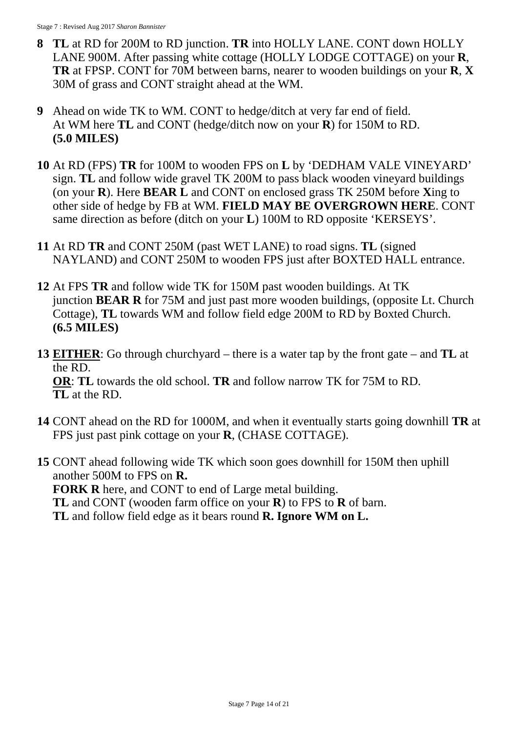**8** **TL** at RD for 200M to RD junction. **TR** into HOLLY LANE. CONT down HOLLY LANE 900M. After passing white cottage (HOLLY LODGE COTTAGE) on your **R**, **TR** at FPSP. CONT for 70M between barns, nearer to wooden buildings on your **R**, **X** 30M of grass and CONT straight ahead at the WM.

**9** Ahead on wide TK to WM. CONT to hedge/ditch at very far end of field. At WM here **TL** and CONT (hedge/ditch now on your **R**) for 150M to RD. **(5.0 MILES)**

**10** At RD (FPS) **TR** for 100M to wooden FPS on **L** by 'DEDHAM VALE VINEYARD' sign. **TL** and follow wide gravel TK 200M to pass black wooden vineyard buildings (on your **R**). Here **BEAR L** and CONT on enclosed grass TK 250M before **X**ing to other side of hedge by FB at WM. **FIELD MAY BE OVERGROWN HERE**. CONT same direction as before (ditch on your **L**) 100M to RD opposite 'KERSEYS'.

**11** At RD **TR** and CONT 250M (past WET LANE) to road signs. **TL** (signed NAYLAND) and CONT 250M to wooden FPS just after BOXTED HALL entrance.

**12** At FPS **TR** and follow wide TK for 150M past wooden buildings. At TK junction **BEAR R** for 75M and just past more wooden buildings, (opposite Lt. Church Cottage), **TL** towards WM and follow field edge 200M to RD by Boxted Church. **(6.5 MILES)**

**13** **EITHER**: Go through churchyard – there is a water tap by the front gate – and **TL** at the RD.
**OR**: **TL** towards the old school. **TR** and follow narrow TK for 75M to RD. **TL** at the RD.

**14** CONT ahead on the RD for 1000M, and when it eventually starts going downhill **TR** at FPS just past pink cottage on your **R**, (CHASE COTTAGE).

**15** CONT ahead following wide TK which soon goes downhill for 150M then uphill another 500M to FPS on **R.**
**FORK R** here, and CONT to end of Large metal building.
**TL** and CONT (wooden farm office on your **R**) to FPS to **R** of barn.
**TL** and follow field edge as it bears round **R. Ignore WM on L.**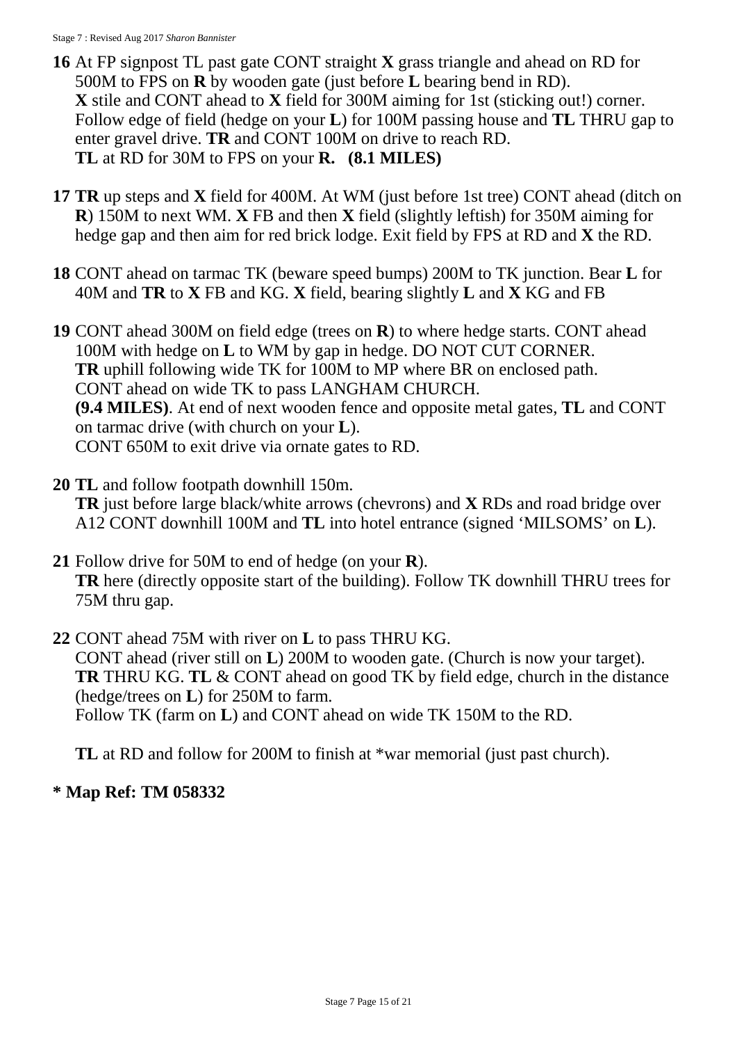**16** At FP signpost TL past gate CONT straight **X** grass triangle and ahead on RD for 500M to FPS on **R** by wooden gate (just before **L** bearing bend in RD).
**X** stile and CONT ahead to **X** field for 300M aiming for 1st (sticking out!) corner. Follow edge of field (hedge on your **L**) for 100M passing house and **TL** THRU gap to enter gravel drive. **TR** and CONT 100M on drive to reach RD.
**TL** at RD for 30M to FPS on your **R. (8.1 MILES)**

**17** **TR** up steps and **X** field for 400M. At WM (just before 1st tree) CONT ahead (ditch on **R**) 150M to next WM. **X** FB and then **X** field (slightly leftish) for 350M aiming for hedge gap and then aim for red brick lodge. Exit field by FPS at RD and **X** the RD.

**18** CONT ahead on tarmac TK (beware speed bumps) 200M to TK junction. Bear **L** for 40M and **TR** to **X** FB and KG. **X** field, bearing slightly **L** and **X** KG and FB

**19** CONT ahead 300M on field edge (trees on **R**) to where hedge starts. CONT ahead 100M with hedge on **L** to WM by gap in hedge. DO NOT CUT CORNER.
**TR** uphill following wide TK for 100M to MP where BR on enclosed path.
CONT ahead on wide TK to pass LANGHAM CHURCH.
**(9.4 MILES)**. At end of next wooden fence and opposite metal gates, **TL** and CONT on tarmac drive (with church on your **L**).
CONT 650M to exit drive via ornate gates to RD.

**20** **TL** and follow footpath downhill 150m.
**TR** just before large black/white arrows (chevrons) and **X** RDs and road bridge over A12 CONT downhill 100M and **TL** into hotel entrance (signed 'MILSOMS' on **L**).

**21** Follow drive for 50M to end of hedge (on your **R**).
**TR** here (directly opposite start of the building). Follow TK downhill THRU trees for 75M thru gap.

**22** CONT ahead 75M with river on **L** to pass THRU KG.
CONT ahead (river still on **L**) 200M to wooden gate. (Church is now your target).
**TR** THRU KG. **TL** & CONT ahead on good TK by field edge, church in the distance (hedge/trees on **L**) for 250M to farm.
Follow TK (farm on **L**) and CONT ahead on wide TK 150M to the RD.

**TL** at RD and follow for 200M to finish at *war memorial (just past church).

**\* Map Ref: TM 058332**